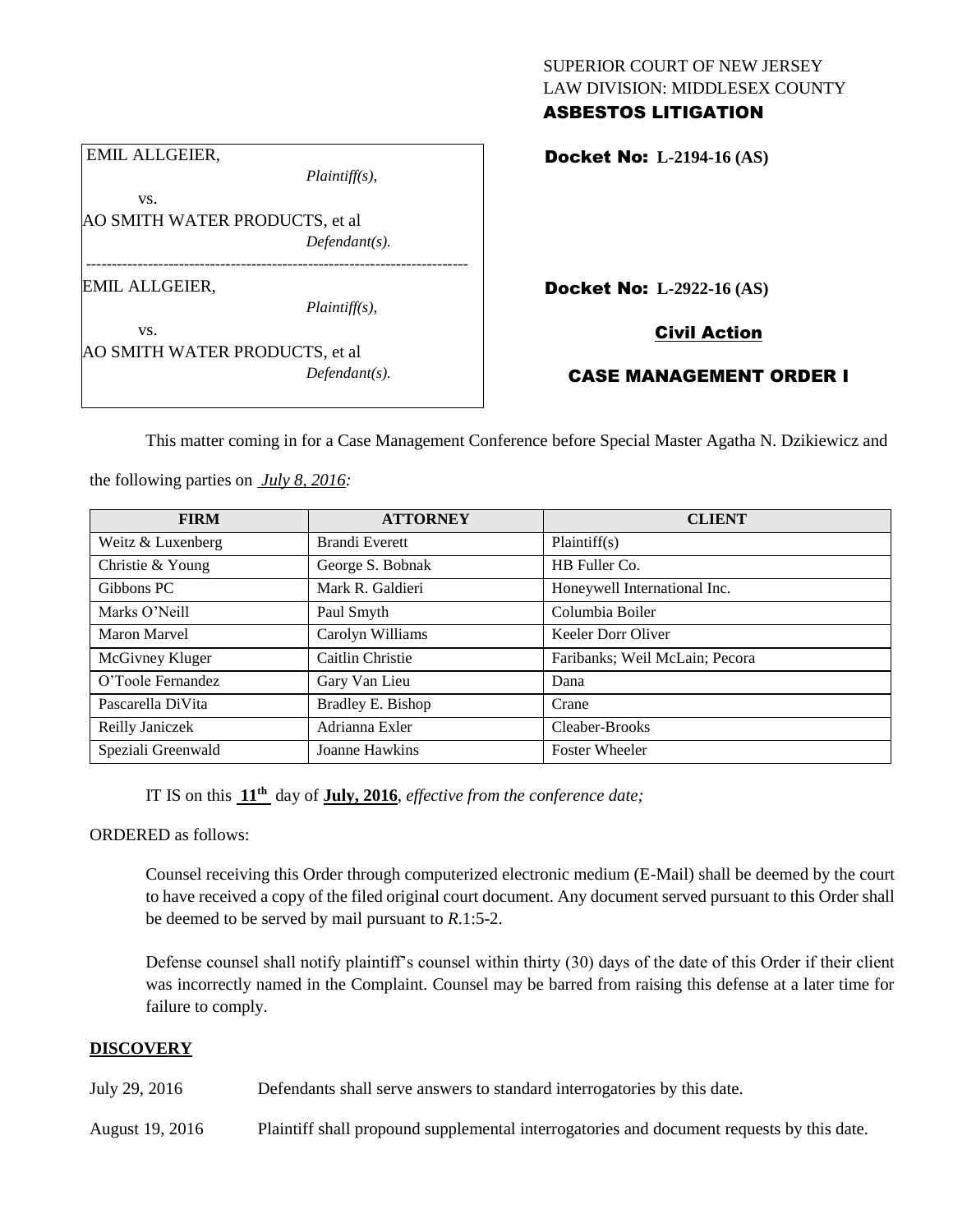SUPERIOR COURT OF NEW JERSEY
LAW DIVISION: MIDDLESEX COUNTY
**ASBESTOS LITIGATION**

EMIL ALLGEIER,
*Plaintiff(s),*
vs.
AO SMITH WATER PRODUCTS, et al
*Defendant(s).*

**Docket No: L-2194-16 (AS)**

---

EMIL ALLGEIER,
*Plaintiff(s),*
vs.
AO SMITH WATER PRODUCTS, et al
*Defendant(s).*

**Docket No: L-2922-16 (AS)**

**Civil Action**

**CASE MANAGEMENT ORDER I**

This matter coming in for a Case Management Conference before Special Master Agatha N. Dzikiewicz and the following parties on *July 8, 2016:*

| FIRM | ATTORNEY | CLIENT |
| --- | --- | --- |
| Weitz & Luxenberg | Brandi Everett | Plaintiff(s) |
| Christie & Young | George S. Bobnak | HB Fuller Co. |
| Gibbons PC | Mark R. Galdieri | Honeywell International Inc. |
| Marks O'Neill | Paul Smyth | Columbia Boiler |
| Maron Marvel | Carolyn Williams | Keeler Dorr Oliver |
| McGivney Kluger | Caitlin Christie | Faribanks; Weil McLain; Pecora |
| O'Toole Fernandez | Gary Van Lieu | Dana |
| Pascarella DiVita | Bradley E. Bishop | Crane |
| Reilly Janiczek | Adrianna Exler | Cleaber-Brooks |
| Speziali Greenwald | Joanne Hawkins | Foster Wheeler |

IT IS on this **11th** day of **July, 2016**, *effective from the conference date;*

ORDERED as follows:

Counsel receiving this Order through computerized electronic medium (E-Mail) shall be deemed by the court to have received a copy of the filed original court document. Any document served pursuant to this Order shall be deemed to be served by mail pursuant to *R*.1:5-2.

Defense counsel shall notify plaintiff's counsel within thirty (30) days of the date of this Order if their client was incorrectly named in the Complaint. Counsel may be barred from raising this defense at a later time for failure to comply.

**DISCOVERY**

July 29, 2016 Defendants shall serve answers to standard interrogatories by this date.

August 19, 2016 Plaintiff shall propound supplemental interrogatories and document requests by this date.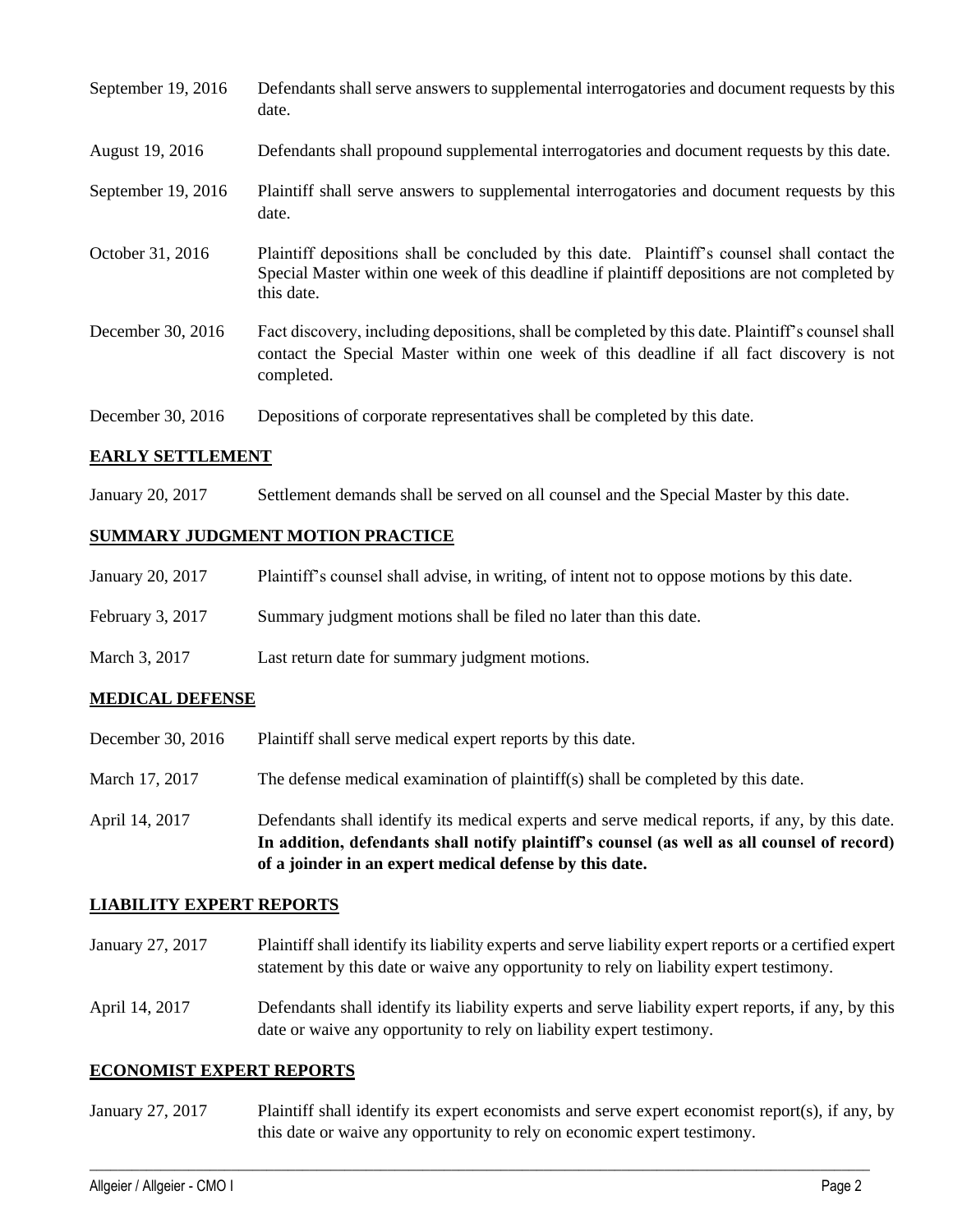| | |
|---|---|
| September 19, 2016 | Defendants shall serve answers to supplemental interrogatories and document requests by this date. |
| August 19, 2016 | Defendants shall propound supplemental interrogatories and document requests by this date. |
| September 19, 2016 | Plaintiff shall serve answers to supplemental interrogatories and document requests by this date. |
| October 31, 2016 | Plaintiff depositions shall be concluded by this date. Plaintiff's counsel shall contact the Special Master within one week of this deadline if plaintiff depositions are not completed by this date. |
| December 30, 2016 | Fact discovery, including depositions, shall be completed by this date. Plaintiff's counsel shall contact the Special Master within one week of this deadline if all fact discovery is not completed. |
| December 30, 2016 | Depositions of corporate representatives shall be completed by this date. |

## EARLY SETTLEMENT

| | |
|---|---|
| January 20, 2017 | Settlement demands shall be served on all counsel and the Special Master by this date. |

## SUMMARY JUDGMENT MOTION PRACTICE

| | |
|---|---|
| January 20, 2017 | Plaintiff's counsel shall advise, in writing, of intent not to oppose motions by this date. |
| February 3, 2017 | Summary judgment motions shall be filed no later than this date. |
| March 3, 2017 | Last return date for summary judgment motions. |

## MEDICAL DEFENSE

| | |
|---|---|
| December 30, 2016 | Plaintiff shall serve medical expert reports by this date. |
| March 17, 2017 | The defense medical examination of plaintiff(s) shall be completed by this date. |
| April 14, 2017 | Defendants shall identify its medical experts and serve medical reports, if any, by this date. **In addition, defendants shall notify plaintiff's counsel (as well as all counsel of record) of a joinder in an expert medical defense by this date.** |

## LIABILITY EXPERT REPORTS

| | |
|---|---|
| January 27, 2017 | Plaintiff shall identify its liability experts and serve liability expert reports or a certified expert statement by this date or waive any opportunity to rely on liability expert testimony. |
| April 14, 2017 | Defendants shall identify its liability experts and serve liability expert reports, if any, by this date or waive any opportunity to rely on liability expert testimony. |

## ECONOMIST EXPERT REPORTS

| | |
|---|---|
| January 27, 2017 | Plaintiff shall identify its expert economists and serve expert economist report(s), if any, by this date or waive any opportunity to rely on economic expert testimony. |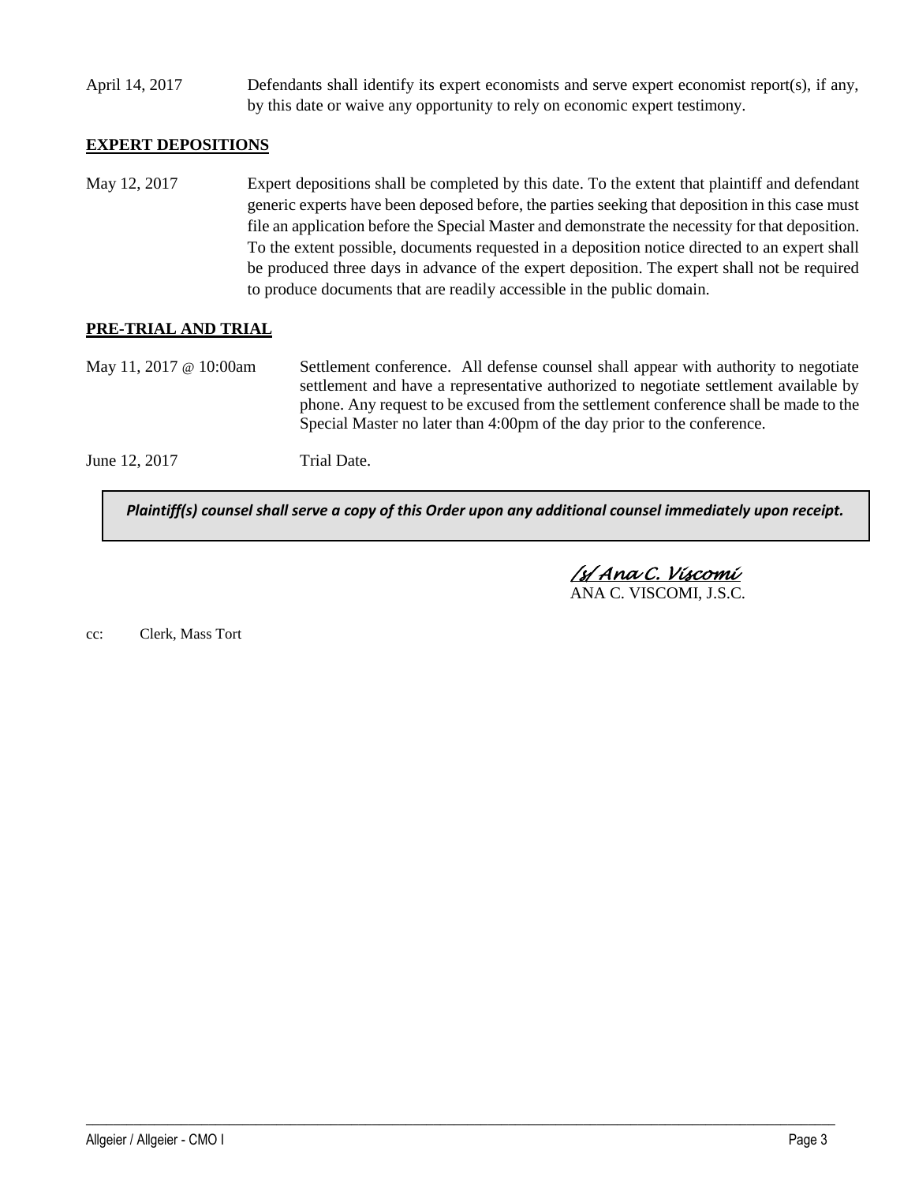April 14, 2017 Defendants shall identify its expert economists and serve expert economist report(s), if any, by this date or waive any opportunity to rely on economic expert testimony.

**EXPERT DEPOSITIONS**

May 12, 2017 Expert depositions shall be completed by this date. To the extent that plaintiff and defendant generic experts have been deposed before, the parties seeking that deposition in this case must file an application before the Special Master and demonstrate the necessity for that deposition. To the extent possible, documents requested in a deposition notice directed to an expert shall be produced three days in advance of the expert deposition. The expert shall not be required to produce documents that are readily accessible in the public domain.

**PRE-TRIAL AND TRIAL**

May 11, 2017 @ 10:00am Settlement conference. All defense counsel shall appear with authority to negotiate settlement and have a representative authorized to negotiate settlement available by phone. Any request to be excused from the settlement conference shall be made to the Special Master no later than 4:00pm of the day prior to the conference.

June 12, 2017 Trial Date.

***Plaintiff(s) counsel shall serve a copy of this Order upon any additional counsel immediately upon receipt.***

/s/ Ana C. Viscomi
ANA C. VISCOMI, J.S.C.

cc: Clerk, Mass Tort